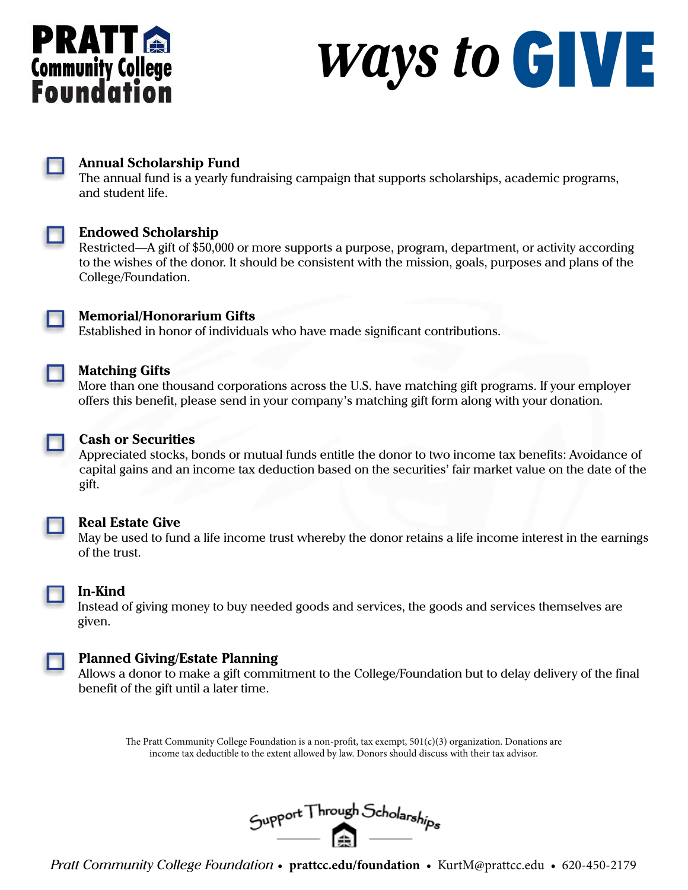# PRATT Community College Foundation

# *ways to* GIVE

- **Annual Scholarship Fund**
  The annual fund is a yearly fundraising campaign that supports scholarships, academic programs, and student life.

- **Endowed Scholarship**
  Restricted—A gift of $50,000 or more supports a purpose, program, department, or activity according to the wishes of the donor. It should be consistent with the mission, goals, purposes and plans of the College/Foundation.

- **Memorial/Honorarium Gifts**
  Established in honor of individuals who have made significant contributions.

- **Matching Gifts**
  More than one thousand corporations across the U.S. have matching gift programs. If your employer offers this benefit, please send in your company's matching gift form along with your donation.

- **Cash or Securities**
  Appreciated stocks, bonds or mutual funds entitle the donor to two income tax benefits: Avoidance of capital gains and an income tax deduction based on the securities' fair market value on the date of the gift.

- **Real Estate Give**
  May be used to fund a life income trust whereby the donor retains a life income interest in the earnings of the trust.

- **In-Kind**
  Instead of giving money to buy needed goods and services, the goods and services themselves are given.

- **Planned Giving/Estate Planning**
  Allows a donor to make a gift commitment to the College/Foundation but to delay delivery of the final benefit of the gift until a later time.

The Pratt Community College Foundation is a non-profit, tax exempt, 501(c)(3) organization. Donations are income tax deductible to the extent allowed by law. Donors should discuss with their tax advisor.

Support Through Scholarships

*Pratt Community College Foundation* • **prattcc.edu/foundation** • KurtM@prattcc.edu • 620-450-2179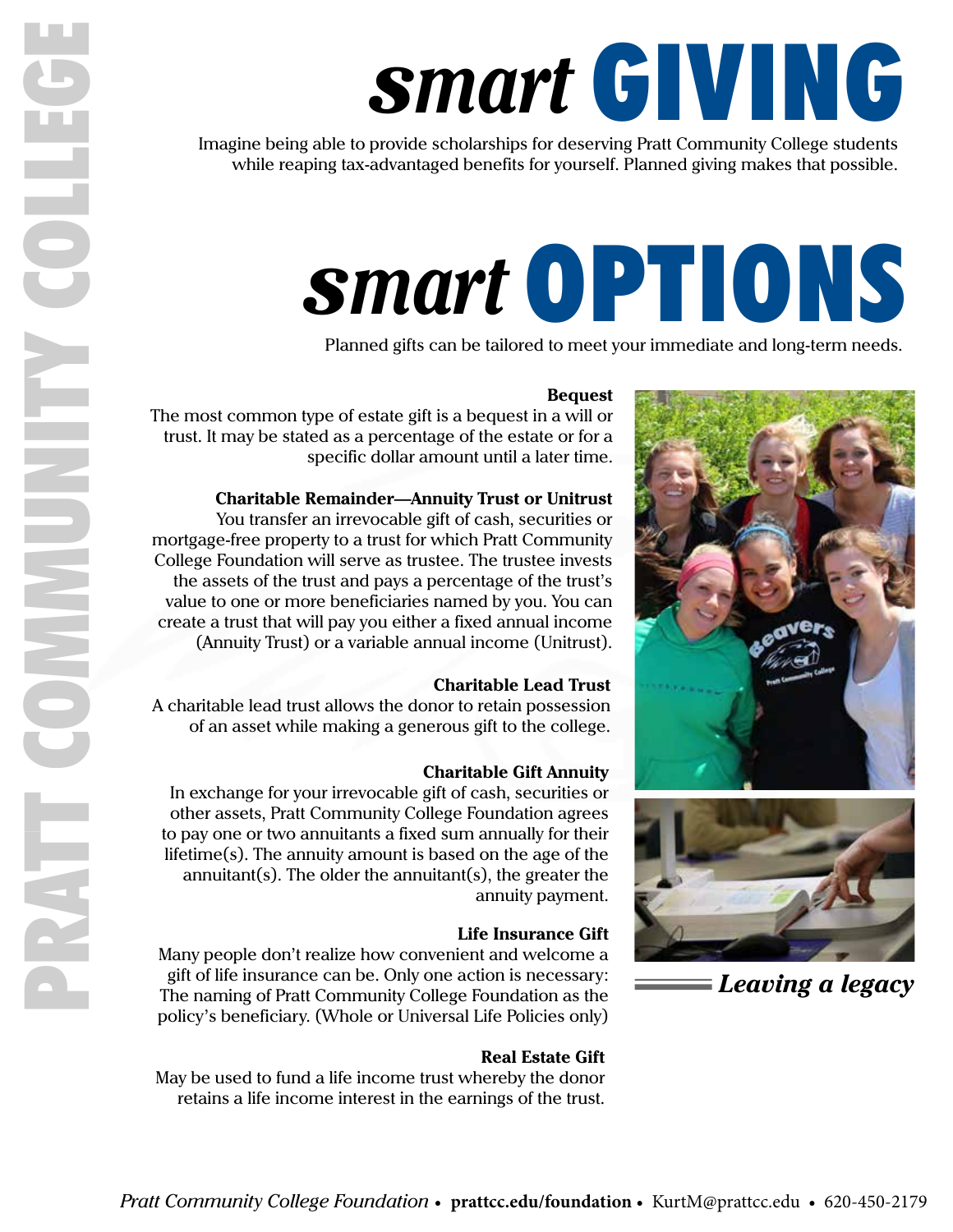PRATT COMMUNITY COLLEGE

# *smart* GIVING

Imagine being able to provide scholarships for deserving Pratt Community College students while reaping tax-advantaged benefits for yourself. Planned giving makes that possible.

# *smart* OPTIONS

Planned gifts can be tailored to meet your immediate and long-term needs.

**Bequest**

The most common type of estate gift is a bequest in a will or trust. It may be stated as a percentage of the estate or for a specific dollar amount until a later time.

**Charitable Remainder—Annuity Trust or Unitrust**

You transfer an irrevocable gift of cash, securities or mortgage-free property to a trust for which Pratt Community College Foundation will serve as trustee. The trustee invests the assets of the trust and pays a percentage of the trust's value to one or more beneficiaries named by you. You can create a trust that will pay you either a fixed annual income (Annuity Trust) or a variable annual income (Unitrust).

**Charitable Lead Trust**

A charitable lead trust allows the donor to retain possession of an asset while making a generous gift to the college.

**Charitable Gift Annuity**

In exchange for your irrevocable gift of cash, securities or other assets, Pratt Community College Foundation agrees to pay one or two annuitants a fixed sum annually for their lifetime(s). The annuity amount is based on the age of the annuitant(s). The older the annuitant(s), the greater the annuity payment.

**Life Insurance Gift**

Many people don't realize how convenient and welcome a gift of life insurance can be. Only one action is necessary: The naming of Pratt Community College Foundation as the policy's beneficiary. (Whole or Universal Life Policies only)

**Real Estate Gift**

May be used to fund a life income trust whereby the donor retains a life income interest in the earnings of the trust.

***Leaving a legacy***

*Pratt Community College Foundation* • **prattcc.edu/foundation** • KurtM@prattcc.edu • 620-450-2179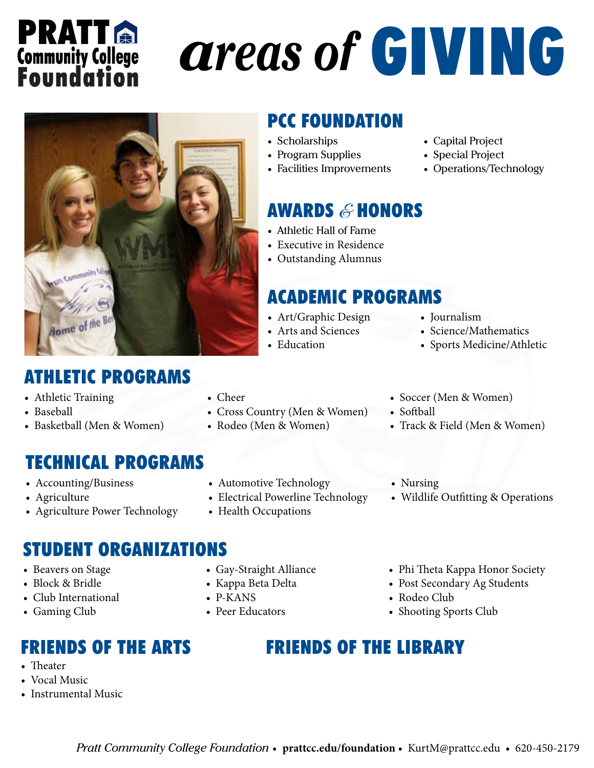# Pratt Community College Foundation

# areas of GIVING

## PCC FOUNDATION

- Scholarships
- Program Supplies
- Facilities Improvements
- Capital Project
- Special Project
- Operations/Technology

## AWARDS & HONORS

- Athletic Hall of Fame
- Executive in Residence
- Outstanding Alumnus

## ACADEMIC PROGRAMS

- Art/Graphic Design
- Arts and Sciences
- Education
- Journalism
- Science/Mathematics
- Sports Medicine/Athletic

## ATHLETIC PROGRAMS

- Athletic Training
- Baseball
- Basketball (Men & Women)
- Cheer
- Cross Country (Men & Women)
- Rodeo (Men & Women)
- Soccer (Men & Women)
- Softball
- Track & Field (Men & Women)

## TECHNICAL PROGRAMS

- Accounting/Business
- Agriculture
- Agriculture Power Technology
- Automotive Technology
- Electrical Powerline Technology
- Health Occupations
- Nursing
- Wildlife Outfitting & Operations

## STUDENT ORGANIZATIONS

- Beavers on Stage
- Block & Bridle
- Club International
- Gaming Club
- Gay-Straight Alliance
- Kappa Beta Delta
- P-KANS
- Peer Educators
- Phi Theta Kappa Honor Society
- Post Secondary Ag Students
- Rodeo Club
- Shooting Sports Club

## FRIENDS OF THE ARTS

- Theater
- Vocal Music
- Instrumental Music

## FRIENDS OF THE LIBRARY

*Pratt Community College Foundation* • **prattcc.edu/foundation** • KurtM@prattcc.edu • 620-450-2179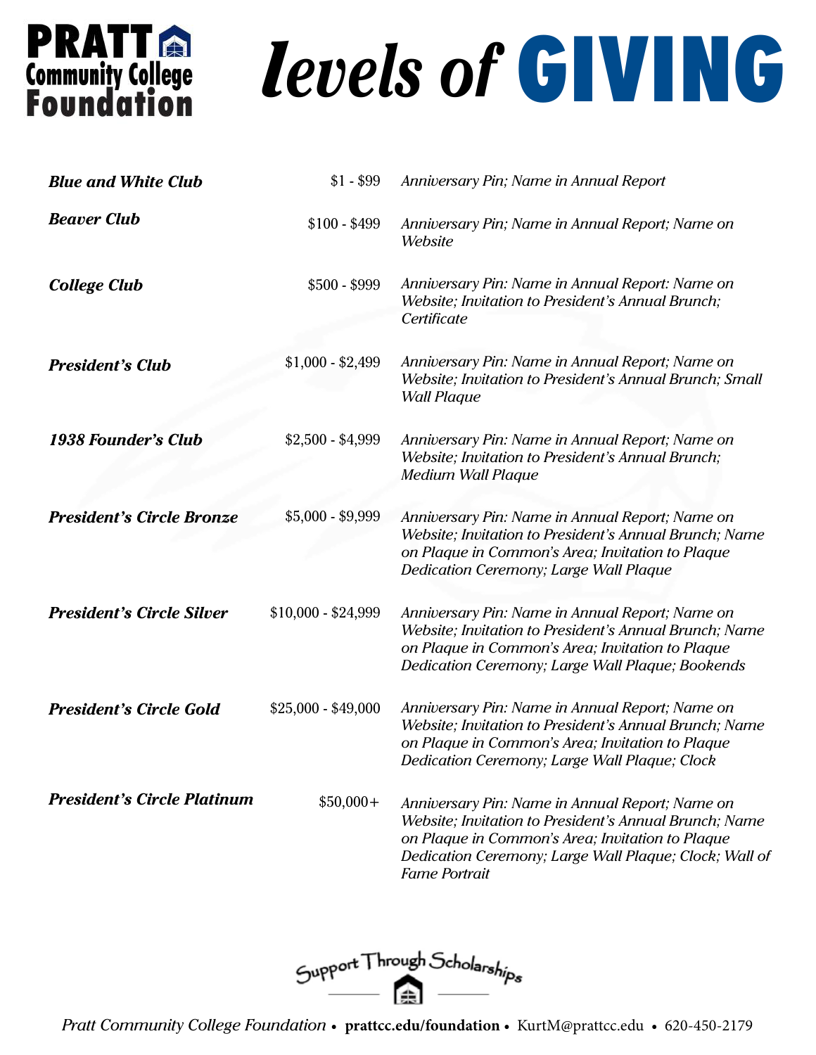# PRATT Community College Foundation

# *levels of* GIVING

| | | |
|---|---|---|
| ***Blue and White Club*** | $1 - $99 | *Anniversary Pin; Name in Annual Report* |
| ***Beaver Club*** | $100 - $499 | *Anniversary Pin; Name in Annual Report; Name on Website* |
| ***College Club*** | $500 - $999 | *Anniversary Pin: Name in Annual Report: Name on Website; Invitation to President's Annual Brunch; Certificate* |
| ***President's Club*** | $1,000 - $2,499 | *Anniversary Pin: Name in Annual Report; Name on Website; Invitation to President's Annual Brunch; Small Wall Plaque* |
| ***1938 Founder's Club*** | $2,500 - $4,999 | *Anniversary Pin: Name in Annual Report; Name on Website; Invitation to President's Annual Brunch; Medium Wall Plaque* |
| ***President's Circle Bronze*** | $5,000 - $9,999 | *Anniversary Pin; Name in Annual Report; Name on Website; Invitation to President's Annual Brunch; Name on Plaque in Common's Area; Invitation to Plaque Dedication Ceremony; Large Wall Plaque* |
| ***President's Circle Silver*** | $10,000 - $24,999 | *Anniversary Pin: Name in Annual Report; Name on Website; Invitation to President's Annual Brunch; Name on Plaque in Common's Area; Invitation to Plaque Dedication Ceremony; Large Wall Plaque; Bookends* |
| ***President's Circle Gold*** | $25,000 - $49,000 | *Anniversary Pin: Name in Annual Report; Name on Website; Invitation to President's Annual Brunch; Name on Plaque in Common's Area; Invitation to Plaque Dedication Ceremony; Large Wall Plaque; Clock* |
| ***President's Circle Platinum*** | $50,000+ | *Anniversary Pin: Name in Annual Report; Name on Website; Invitation to President's Annual Brunch; Name on Plaque in Common's Area; Invitation to Plaque Dedication Ceremony; Large Wall Plaque; Clock; Wall of Fame Portrait* |

Support Through Scholarships

*Pratt Community College Foundation* • **prattcc.edu/foundation** • KurtM@prattcc.edu • 620-450-2179